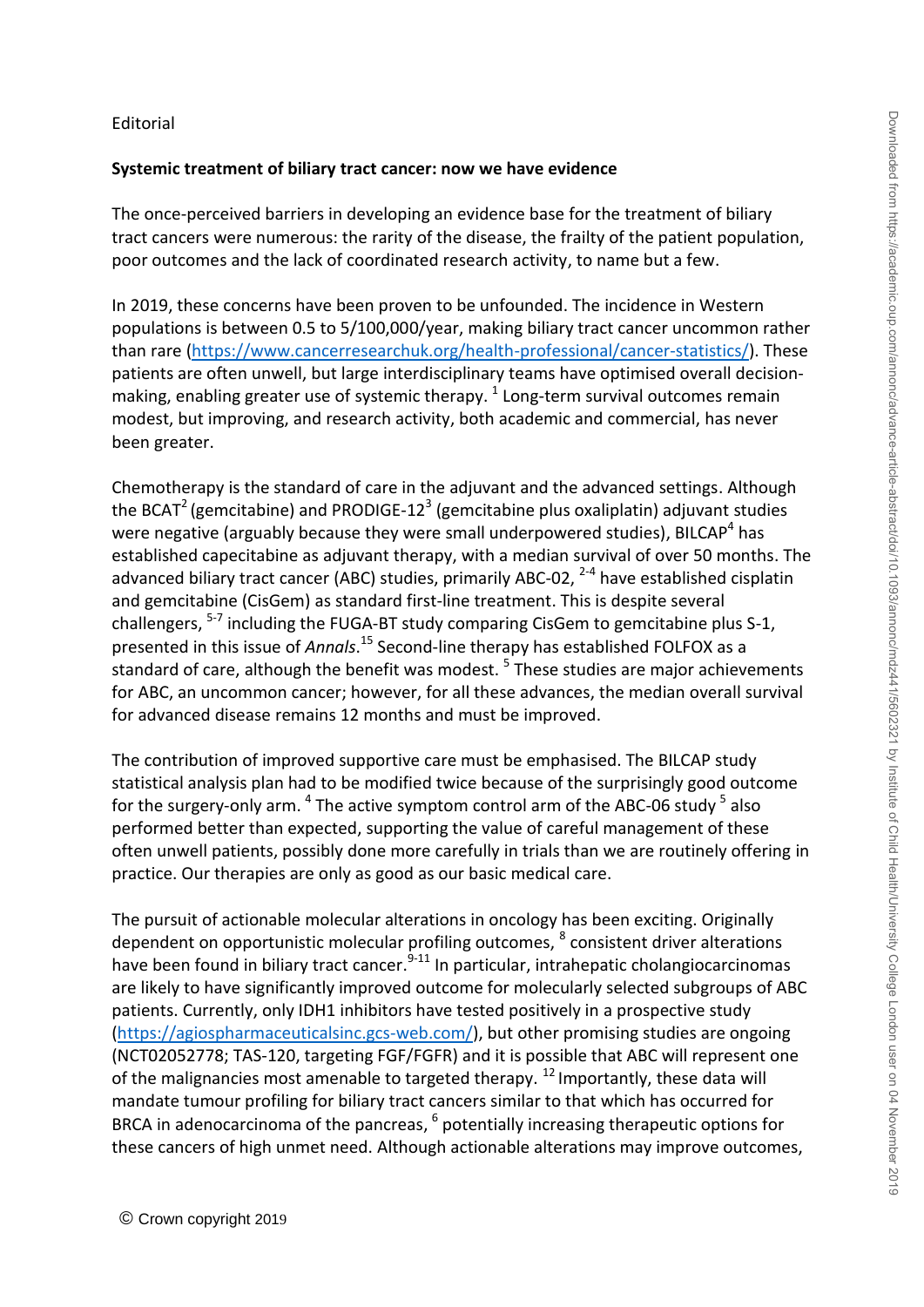Editorial

**Systemic treatment of biliary tract cancer: now we have evidence**

The once-perceived barriers in developing an evidence base for the treatment of biliary tract cancers were numerous: the rarity of the disease, the frailty of the patient population, poor outcomes and the lack of coordinated research activity, to name but a few.

In 2019, these concerns have been proven to be unfounded. The incidence in Western populations is between 0.5 to 5/100,000/year, making biliary tract cancer uncommon rather than rare (https://www.cancerresearchuk.org/health-professional/cancer-statistics/). These patients are often unwell, but large interdisciplinary teams have optimised overall decision-making, enabling greater use of systemic therapy. [1] Long-term survival outcomes remain modest, but improving, and research activity, both academic and commercial, has never been greater.

Chemotherapy is the standard of care in the adjuvant and the advanced settings. Although the BCAT[2] (gemcitabine) and PRODIGE-12[3] (gemcitabine plus oxaliplatin) adjuvant studies were negative (arguably because they were small underpowered studies), BILCAP[4] has established capecitabine as adjuvant therapy, with a median survival of over 50 months. The advanced biliary tract cancer (ABC) studies, primarily ABC-02, [2-4] have established cisplatin and gemcitabine (CisGem) as standard first-line treatment. This is despite several challengers, [5-7] including the FUGA-BT study comparing CisGem to gemcitabine plus S-1, presented in this issue of *Annals*.[15] Second-line therapy has established FOLFOX as a standard of care, although the benefit was modest. [5] These studies are major achievements for ABC, an uncommon cancer; however, for all these advances, the median overall survival for advanced disease remains 12 months and must be improved.

The contribution of improved supportive care must be emphasised. The BILCAP study statistical analysis plan had to be modified twice because of the surprisingly good outcome for the surgery-only arm. [4] The active symptom control arm of the ABC-06 study [5] also performed better than expected, supporting the value of careful management of these often unwell patients, possibly done more carefully in trials than we are routinely offering in practice. Our therapies are only as good as our basic medical care.

The pursuit of actionable molecular alterations in oncology has been exciting. Originally dependent on opportunistic molecular profiling outcomes, [8] consistent driver alterations have been found in biliary tract cancer.[9-11] In particular, intrahepatic cholangiocarcinomas are likely to have significantly improved outcome for molecularly selected subgroups of ABC patients. Currently, only IDH1 inhibitors have tested positively in a prospective study (https://agiospharmaceuticalsinc.gcs-web.com/), but other promising studies are ongoing (NCT02052778; TAS-120, targeting FGF/FGFR) and it is possible that ABC will represent one of the malignancies most amenable to targeted therapy. [12] Importantly, these data will mandate tumour profiling for biliary tract cancers similar to that which has occurred for BRCA in adenocarcinoma of the pancreas, [6] potentially increasing therapeutic options for these cancers of high unmet need. Although actionable alterations may improve outcomes,

© Crown copyright 2019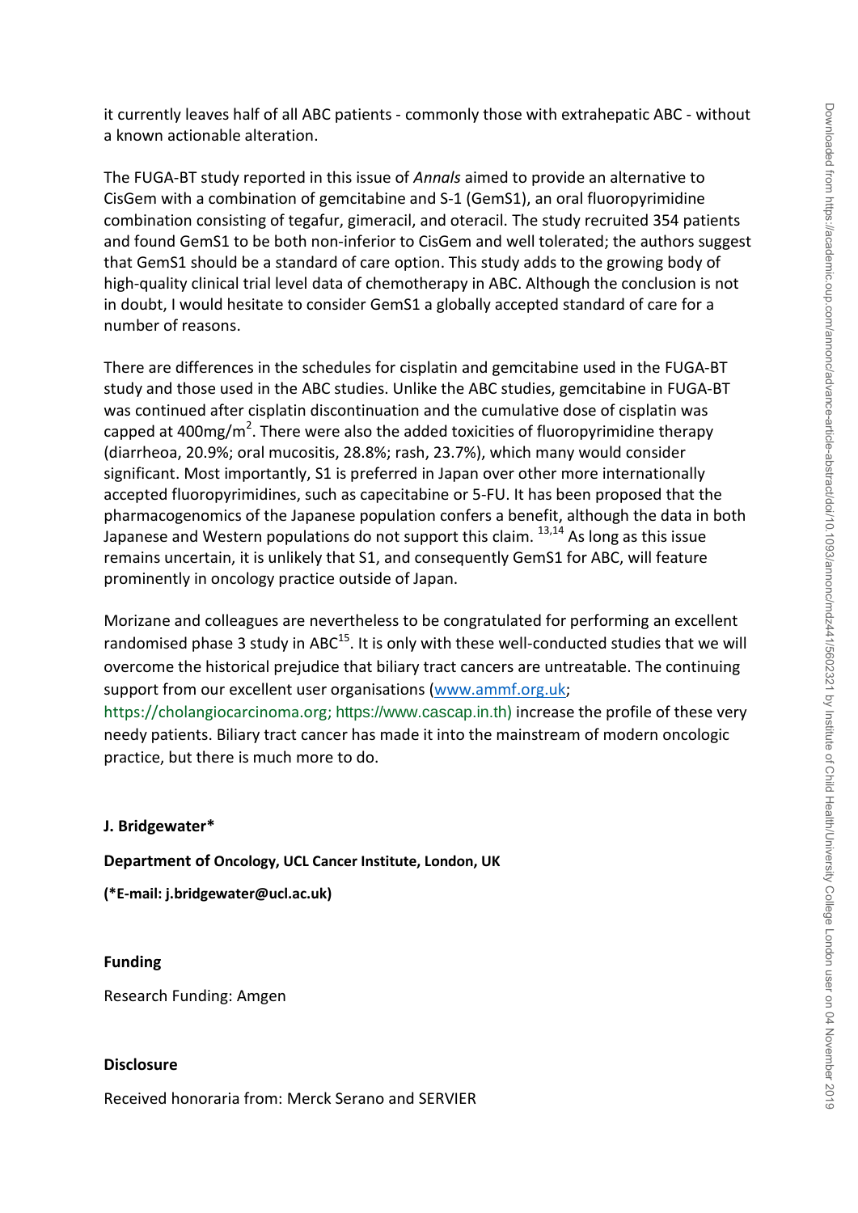it currently leaves half of all ABC patients - commonly those with extrahepatic ABC - without a known actionable alteration.

The FUGA-BT study reported in this issue of *Annals* aimed to provide an alternative to CisGem with a combination of gemcitabine and S-1 (GemS1), an oral fluoropyrimidine combination consisting of tegafur, gimeracil, and oteracil. The study recruited 354 patients and found GemS1 to be both non-inferior to CisGem and well tolerated; the authors suggest that GemS1 should be a standard of care option. This study adds to the growing body of high-quality clinical trial level data of chemotherapy in ABC. Although the conclusion is not in doubt, I would hesitate to consider GemS1 a globally accepted standard of care for a number of reasons.

There are differences in the schedules for cisplatin and gemcitabine used in the FUGA-BT study and those used in the ABC studies. Unlike the ABC studies, gemcitabine in FUGA-BT was continued after cisplatin discontinuation and the cumulative dose of cisplatin was capped at 400mg/$m^2$. There were also the added toxicities of fluoropyrimidine therapy (diarrheoa, 20.9%; oral mucositis, 28.8%; rash, 23.7%), which many would consider significant. Most importantly, S1 is preferred in Japan over other more internationally accepted fluoropyrimidines, such as capecitabine or 5-FU. It has been proposed that the pharmacogenomics of the Japanese population confers a benefit, although the data in both Japanese and Western populations do not support this claim. [13,14] As long as this issue remains uncertain, it is unlikely that S1, and consequently GemS1 for ABC, will feature prominently in oncology practice outside of Japan.

Morizane and colleagues are nevertheless to be congratulated for performing an excellent randomised phase 3 study in ABC[15]. It is only with these well-conducted studies that we will overcome the historical prejudice that biliary tract cancers are untreatable. The continuing support from our excellent user organisations (www.ammf.org.uk; https://cholangiocarcinoma.org; https://www.cascap.in.th) increase the profile of these very needy patients. Biliary tract cancer has made it into the mainstream of modern oncologic practice, but there is much more to do.

**J. Bridgewater***

**Department of Oncology, UCL Cancer Institute, London, UK**

**(*E-mail: j.bridgewater@ucl.ac.uk)**

## Funding

Research Funding: Amgen

## Disclosure

Received honoraria from: Merck Serano and SERVIER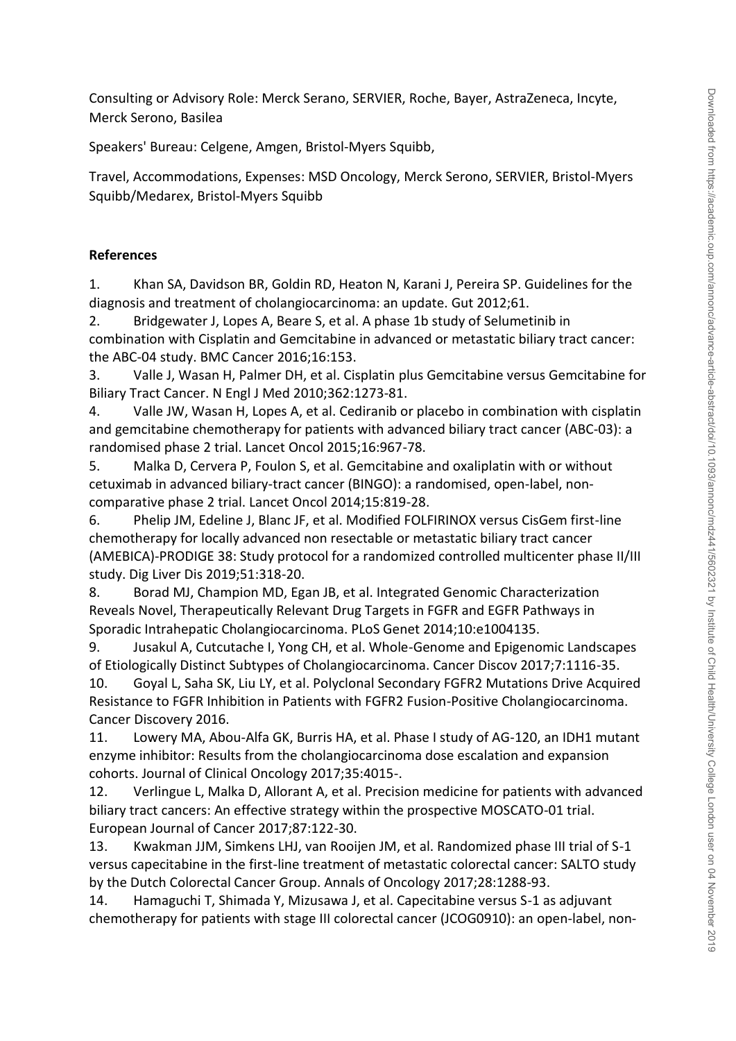Consulting or Advisory Role: Merck Serano, SERVIER, Roche, Bayer, AstraZeneca, Incyte, Merck Serono, Basilea

Speakers' Bureau: Celgene, Amgen, Bristol-Myers Squibb,

Travel, Accommodations, Expenses: MSD Oncology, Merck Serono, SERVIER, Bristol-Myers Squibb/Medarex, Bristol-Myers Squibb

**References**

1. Khan SA, Davidson BR, Goldin RD, Heaton N, Karani J, Pereira SP. Guidelines for the diagnosis and treatment of cholangiocarcinoma: an update. Gut 2012;61.
2. Bridgewater J, Lopes A, Beare S, et al. A phase 1b study of Selumetinib in combination with Cisplatin and Gemcitabine in advanced or metastatic biliary tract cancer: the ABC-04 study. BMC Cancer 2016;16:153.
3. Valle J, Wasan H, Palmer DH, et al. Cisplatin plus Gemcitabine versus Gemcitabine for Biliary Tract Cancer. N Engl J Med 2010;362:1273-81.
4. Valle JW, Wasan H, Lopes A, et al. Cediranib or placebo in combination with cisplatin and gemcitabine chemotherapy for patients with advanced biliary tract cancer (ABC-03): a randomised phase 2 trial. Lancet Oncol 2015;16:967-78.
5. Malka D, Cervera P, Foulon S, et al. Gemcitabine and oxaliplatin with or without cetuximab in advanced biliary-tract cancer (BINGO): a randomised, open-label, non-comparative phase 2 trial. Lancet Oncol 2014;15:819-28.
6. Phelip JM, Edeline J, Blanc JF, et al. Modified FOLFIRINOX versus CisGem first-line chemotherapy for locally advanced non resectable or metastatic biliary tract cancer (AMEBICA)-PRODIGE 38: Study protocol for a randomized controlled multicenter phase II/III study. Dig Liver Dis 2019;51:318-20.
8. Borad MJ, Champion MD, Egan JB, et al. Integrated Genomic Characterization Reveals Novel, Therapeutically Relevant Drug Targets in FGFR and EGFR Pathways in Sporadic Intrahepatic Cholangiocarcinoma. PLoS Genet 2014;10:e1004135.
9. Jusakul A, Cutcutache I, Yong CH, et al. Whole-Genome and Epigenomic Landscapes of Etiologically Distinct Subtypes of Cholangiocarcinoma. Cancer Discov 2017;7:1116-35.
10. Goyal L, Saha SK, Liu LY, et al. Polyclonal Secondary FGFR2 Mutations Drive Acquired Resistance to FGFR Inhibition in Patients with FGFR2 Fusion-Positive Cholangiocarcinoma. Cancer Discovery 2016.
11. Lowery MA, Abou-Alfa GK, Burris HA, et al. Phase I study of AG-120, an IDH1 mutant enzyme inhibitor: Results from the cholangiocarcinoma dose escalation and expansion cohorts. Journal of Clinical Oncology 2017;35:4015-.
12. Verlingue L, Malka D, Allorant A, et al. Precision medicine for patients with advanced biliary tract cancers: An effective strategy within the prospective MOSCATO-01 trial. European Journal of Cancer 2017;87:122-30.
13. Kwakman JJM, Simkens LHJ, van Rooijen JM, et al. Randomized phase III trial of S-1 versus capecitabine in the first-line treatment of metastatic colorectal cancer: SALTO study by the Dutch Colorectal Cancer Group. Annals of Oncology 2017;28:1288-93.
14. Hamaguchi T, Shimada Y, Mizusawa J, et al. Capecitabine versus S-1 as adjuvant chemotherapy for patients with stage III colorectal cancer (JCOG0910): an open-label, non-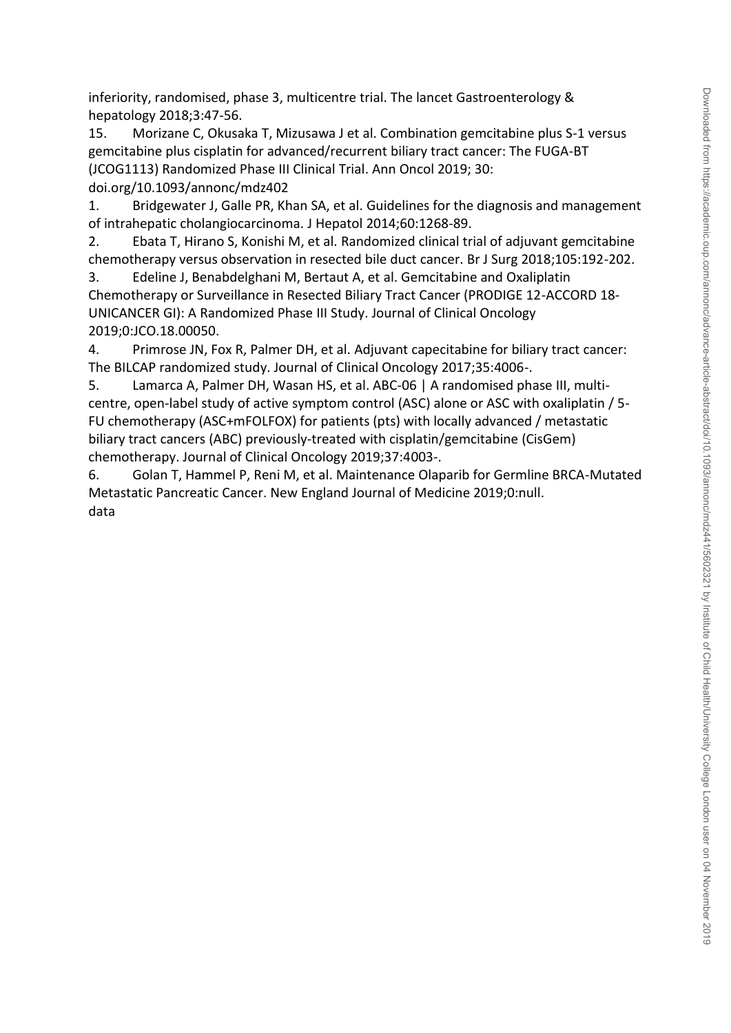inferiority, randomised, phase 3, multicentre trial. The lancet Gastroenterology & hepatology 2018;3:47-56.

15. Morizane C, Okusaka T, Mizusawa J et al. Combination gemcitabine plus S-1 versus gemcitabine plus cisplatin for advanced/recurrent biliary tract cancer: The FUGA-BT (JCOG1113) Randomized Phase III Clinical Trial. Ann Oncol 2019; 30: doi.org/10.1093/annonc/mdz402

1. Bridgewater J, Galle PR, Khan SA, et al. Guidelines for the diagnosis and management of intrahepatic cholangiocarcinoma. J Hepatol 2014;60:1268-89.
2. Ebata T, Hirano S, Konishi M, et al. Randomized clinical trial of adjuvant gemcitabine chemotherapy versus observation in resected bile duct cancer. Br J Surg 2018;105:192-202.
3. Edeline J, Benabdelghani M, Bertaut A, et al. Gemcitabine and Oxaliplatin Chemotherapy or Surveillance in Resected Biliary Tract Cancer (PRODIGE 12-ACCORD 18-UNICANCER GI): A Randomized Phase III Study. Journal of Clinical Oncology 2019;0:JCO.18.00050.
4. Primrose JN, Fox R, Palmer DH, et al. Adjuvant capecitabine for biliary tract cancer: The BILCAP randomized study. Journal of Clinical Oncology 2017;35:4006-.
5. Lamarca A, Palmer DH, Wasan HS, et al. ABC-06 | A randomised phase III, multi-centre, open-label study of active symptom control (ASC) alone or ASC with oxaliplatin / 5-FU chemotherapy (ASC+mFOLFOX) for patients (pts) with locally advanced / metastatic biliary tract cancers (ABC) previously-treated with cisplatin/gemcitabine (CisGem) chemotherapy. Journal of Clinical Oncology 2019;37:4003-.
6. Golan T, Hammel P, Reni M, et al. Maintenance Olaparib for Germline BRCA-Mutated Metastatic Pancreatic Cancer. New England Journal of Medicine 2019;0:null.

data